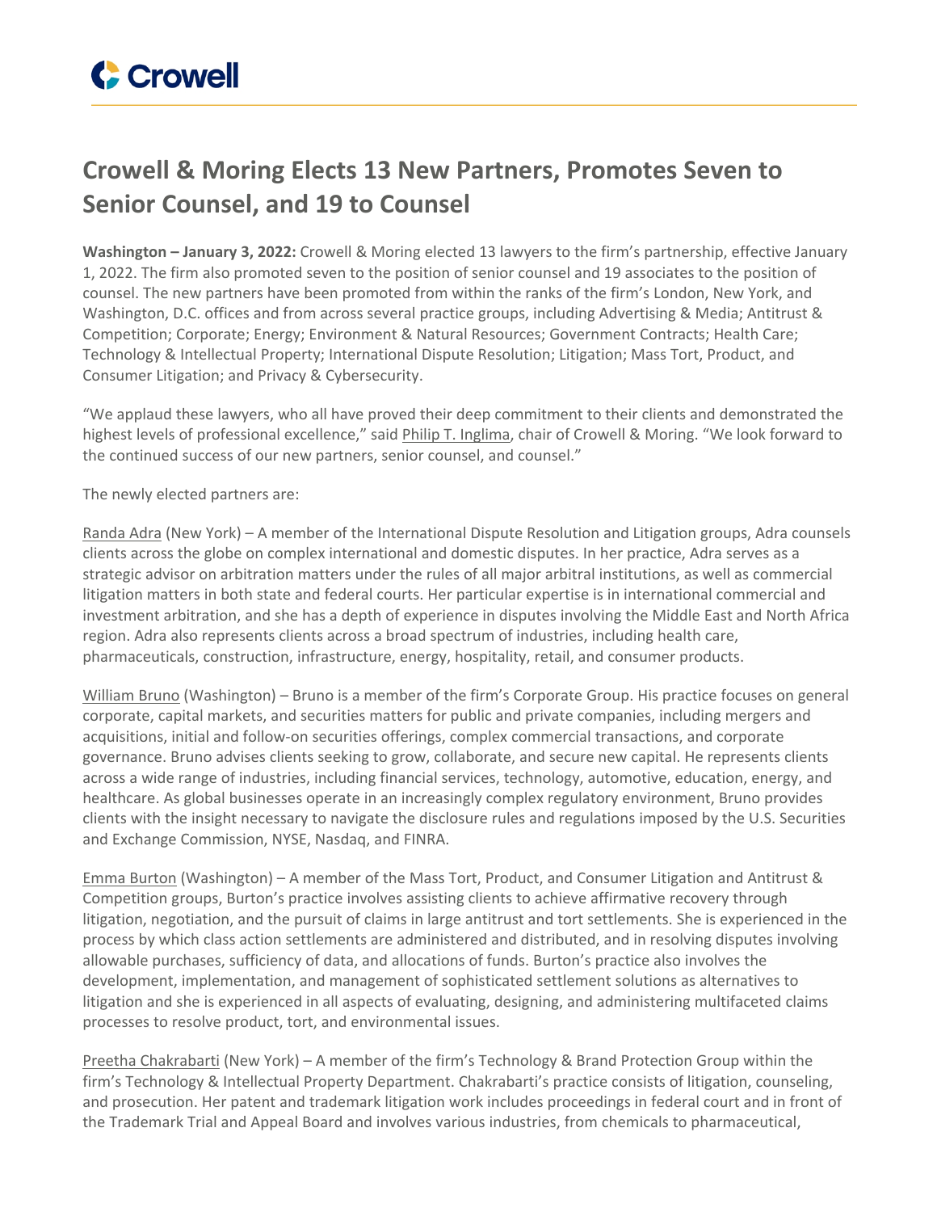# Crowell & Moring Elects 13 New Partners, Promotes Seven to Senior Counsel, and 19 to Counsel

**Washington – January 3, 2022:** Crowell & Moring elected 13 lawyers to the firm's partnership, effective January 1, 2022. The firm also promoted seven to the position of senior counsel and 19 associates to the position of counsel. The new partners have been promoted from within the ranks of the firm's London, New York, and Washington, D.C. offices and from across several practice groups, including Advertising & Media; Antitrust & Competition; Corporate; Energy; Environment & Natural Resources; Government Contracts; Health Care; Technology & Intellectual Property; International Dispute Resolution; Litigation; Mass Tort, Product, and Consumer Litigation; and Privacy & Cybersecurity.

"We applaud these lawyers, who all have proved their deep commitment to their clients and demonstrated the highest levels of professional excellence," said Philip T. Inglima, chair of Crowell & Moring. "We look forward to the continued success of our new partners, senior counsel, and counsel."

The newly elected partners are:

Randa Adra (New York) – A member of the International Dispute Resolution and Litigation groups, Adra counsels clients across the globe on complex international and domestic disputes. In her practice, Adra serves as a strategic advisor on arbitration matters under the rules of all major arbitral institutions, as well as commercial litigation matters in both state and federal courts. Her particular expertise is in international commercial and investment arbitration, and she has a depth of experience in disputes involving the Middle East and North Africa region. Adra also represents clients across a broad spectrum of industries, including health care, pharmaceuticals, construction, infrastructure, energy, hospitality, retail, and consumer products.

William Bruno (Washington) – Bruno is a member of the firm's Corporate Group. His practice focuses on general corporate, capital markets, and securities matters for public and private companies, including mergers and acquisitions, initial and follow-on securities offerings, complex commercial transactions, and corporate governance. Bruno advises clients seeking to grow, collaborate, and secure new capital. He represents clients across a wide range of industries, including financial services, technology, automotive, education, energy, and healthcare. As global businesses operate in an increasingly complex regulatory environment, Bruno provides clients with the insight necessary to navigate the disclosure rules and regulations imposed by the U.S. Securities and Exchange Commission, NYSE, Nasdaq, and FINRA.

Emma Burton (Washington) – A member of the Mass Tort, Product, and Consumer Litigation and Antitrust & Competition groups, Burton's practice involves assisting clients to achieve affirmative recovery through litigation, negotiation, and the pursuit of claims in large antitrust and tort settlements. She is experienced in the process by which class action settlements are administered and distributed, and in resolving disputes involving allowable purchases, sufficiency of data, and allocations of funds. Burton's practice also involves the development, implementation, and management of sophisticated settlement solutions as alternatives to litigation and she is experienced in all aspects of evaluating, designing, and administering multifaceted claims processes to resolve product, tort, and environmental issues.

Preetha Chakrabarti (New York) – A member of the firm's Technology & Brand Protection Group within the firm's Technology & Intellectual Property Department. Chakrabarti's practice consists of litigation, counseling, and prosecution. Her patent and trademark litigation work includes proceedings in federal court and in front of the Trademark Trial and Appeal Board and involves various industries, from chemicals to pharmaceutical,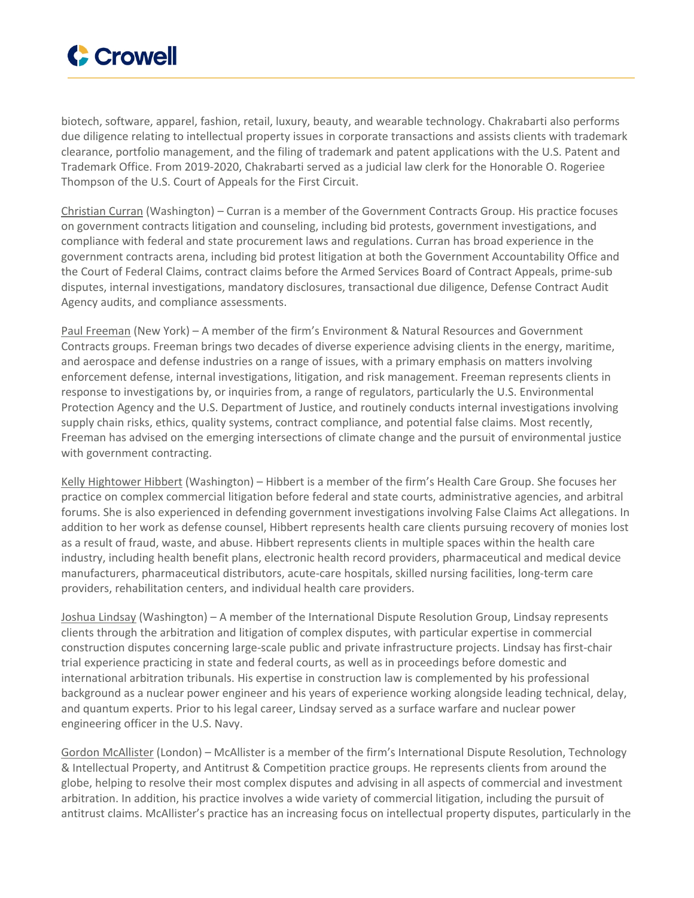biotech, software, apparel, fashion, retail, luxury, beauty, and wearable technology. Chakrabarti also performs due diligence relating to intellectual property issues in corporate transactions and assists clients with trademark clearance, portfolio management, and the filing of trademark and patent applications with the U.S. Patent and Trademark Office. From 2019-2020, Chakrabarti served as a judicial law clerk for the Honorable O. Rogeriee Thompson of the U.S. Court of Appeals for the First Circuit.

Christian Curran (Washington) – Curran is a member of the Government Contracts Group. His practice focuses on government contracts litigation and counseling, including bid protests, government investigations, and compliance with federal and state procurement laws and regulations. Curran has broad experience in the government contracts arena, including bid protest litigation at both the Government Accountability Office and the Court of Federal Claims, contract claims before the Armed Services Board of Contract Appeals, prime-sub disputes, internal investigations, mandatory disclosures, transactional due diligence, Defense Contract Audit Agency audits, and compliance assessments.

Paul Freeman (New York) – A member of the firm's Environment & Natural Resources and Government Contracts groups. Freeman brings two decades of diverse experience advising clients in the energy, maritime, and aerospace and defense industries on a range of issues, with a primary emphasis on matters involving enforcement defense, internal investigations, litigation, and risk management. Freeman represents clients in response to investigations by, or inquiries from, a range of regulators, particularly the U.S. Environmental Protection Agency and the U.S. Department of Justice, and routinely conducts internal investigations involving supply chain risks, ethics, quality systems, contract compliance, and potential false claims. Most recently, Freeman has advised on the emerging intersections of climate change and the pursuit of environmental justice with government contracting.

Kelly Hightower Hibbert (Washington) – Hibbert is a member of the firm's Health Care Group. She focuses her practice on complex commercial litigation before federal and state courts, administrative agencies, and arbitral forums. She is also experienced in defending government investigations involving False Claims Act allegations. In addition to her work as defense counsel, Hibbert represents health care clients pursuing recovery of monies lost as a result of fraud, waste, and abuse. Hibbert represents clients in multiple spaces within the health care industry, including health benefit plans, electronic health record providers, pharmaceutical and medical device manufacturers, pharmaceutical distributors, acute-care hospitals, skilled nursing facilities, long-term care providers, rehabilitation centers, and individual health care providers.

Joshua Lindsay (Washington) – A member of the International Dispute Resolution Group, Lindsay represents clients through the arbitration and litigation of complex disputes, with particular expertise in commercial construction disputes concerning large-scale public and private infrastructure projects. Lindsay has first-chair trial experience practicing in state and federal courts, as well as in proceedings before domestic and international arbitration tribunals. His expertise in construction law is complemented by his professional background as a nuclear power engineer and his years of experience working alongside leading technical, delay, and quantum experts. Prior to his legal career, Lindsay served as a surface warfare and nuclear power engineering officer in the U.S. Navy.

Gordon McAllister (London) – McAllister is a member of the firm's International Dispute Resolution, Technology & Intellectual Property, and Antitrust & Competition practice groups. He represents clients from around the globe, helping to resolve their most complex disputes and advising in all aspects of commercial and investment arbitration. In addition, his practice involves a wide variety of commercial litigation, including the pursuit of antitrust claims. McAllister's practice has an increasing focus on intellectual property disputes, particularly in the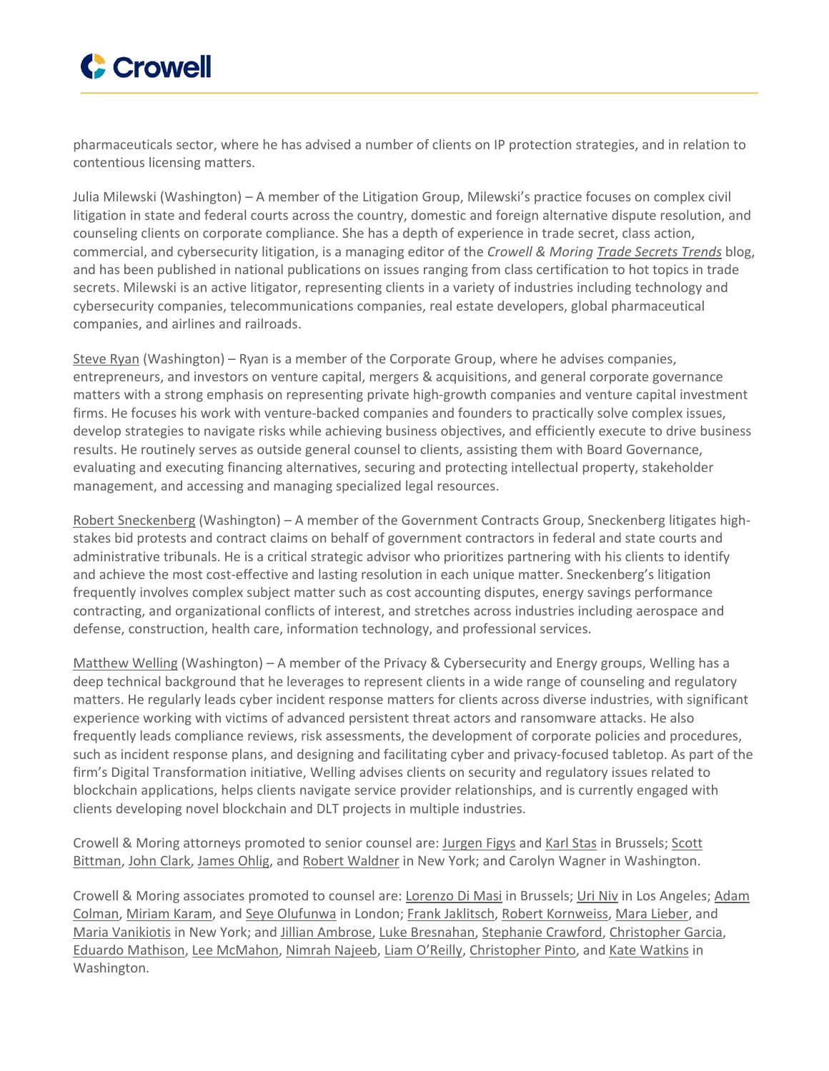pharmaceuticals sector, where he has advised a number of clients on IP protection strategies, and in relation to contentious licensing matters.

Julia Milewski (Washington) – A member of the Litigation Group, Milewski's practice focuses on complex civil litigation in state and federal courts across the country, domestic and foreign alternative dispute resolution, and counseling clients on corporate compliance. She has a depth of experience in trade secret, class action, commercial, and cybersecurity litigation, is a managing editor of the *Crowell & Moring Trade Secrets Trends* blog, and has been published in national publications on issues ranging from class certification to hot topics in trade secrets. Milewski is an active litigator, representing clients in a variety of industries including technology and cybersecurity companies, telecommunications companies, real estate developers, global pharmaceutical companies, and airlines and railroads.

Steve Ryan (Washington) – Ryan is a member of the Corporate Group, where he advises companies, entrepreneurs, and investors on venture capital, mergers & acquisitions, and general corporate governance matters with a strong emphasis on representing private high-growth companies and venture capital investment firms. He focuses his work with venture-backed companies and founders to practically solve complex issues, develop strategies to navigate risks while achieving business objectives, and efficiently execute to drive business results. He routinely serves as outside general counsel to clients, assisting them with Board Governance, evaluating and executing financing alternatives, securing and protecting intellectual property, stakeholder management, and accessing and managing specialized legal resources.

Robert Sneckenberg (Washington) – A member of the Government Contracts Group, Sneckenberg litigates high-stakes bid protests and contract claims on behalf of government contractors in federal and state courts and administrative tribunals. He is a critical strategic advisor who prioritizes partnering with his clients to identify and achieve the most cost-effective and lasting resolution in each unique matter. Sneckenberg's litigation frequently involves complex subject matter such as cost accounting disputes, energy savings performance contracting, and organizational conflicts of interest, and stretches across industries including aerospace and defense, construction, health care, information technology, and professional services.

Matthew Welling (Washington) – A member of the Privacy & Cybersecurity and Energy groups, Welling has a deep technical background that he leverages to represent clients in a wide range of counseling and regulatory matters. He regularly leads cyber incident response matters for clients across diverse industries, with significant experience working with victims of advanced persistent threat actors and ransomware attacks. He also frequently leads compliance reviews, risk assessments, the development of corporate policies and procedures, such as incident response plans, and designing and facilitating cyber and privacy-focused tabletop. As part of the firm's Digital Transformation initiative, Welling advises clients on security and regulatory issues related to blockchain applications, helps clients navigate service provider relationships, and is currently engaged with clients developing novel blockchain and DLT projects in multiple industries.

Crowell & Moring attorneys promoted to senior counsel are: Jurgen Figys and Karl Stas in Brussels; Scott Bittman, John Clark, James Ohlig, and Robert Waldner in New York; and Carolyn Wagner in Washington.

Crowell & Moring associates promoted to counsel are: Lorenzo Di Masi in Brussels; Uri Niv in Los Angeles; Adam Colman, Miriam Karam, and Seye Olufunwa in London; Frank Jaklitsch, Robert Kornweiss, Mara Lieber, and Maria Vanikiotis in New York; and Jillian Ambrose, Luke Bresnahan, Stephanie Crawford, Christopher Garcia, Eduardo Mathison, Lee McMahon, Nimrah Najeeb, Liam O'Reilly, Christopher Pinto, and Kate Watkins in Washington.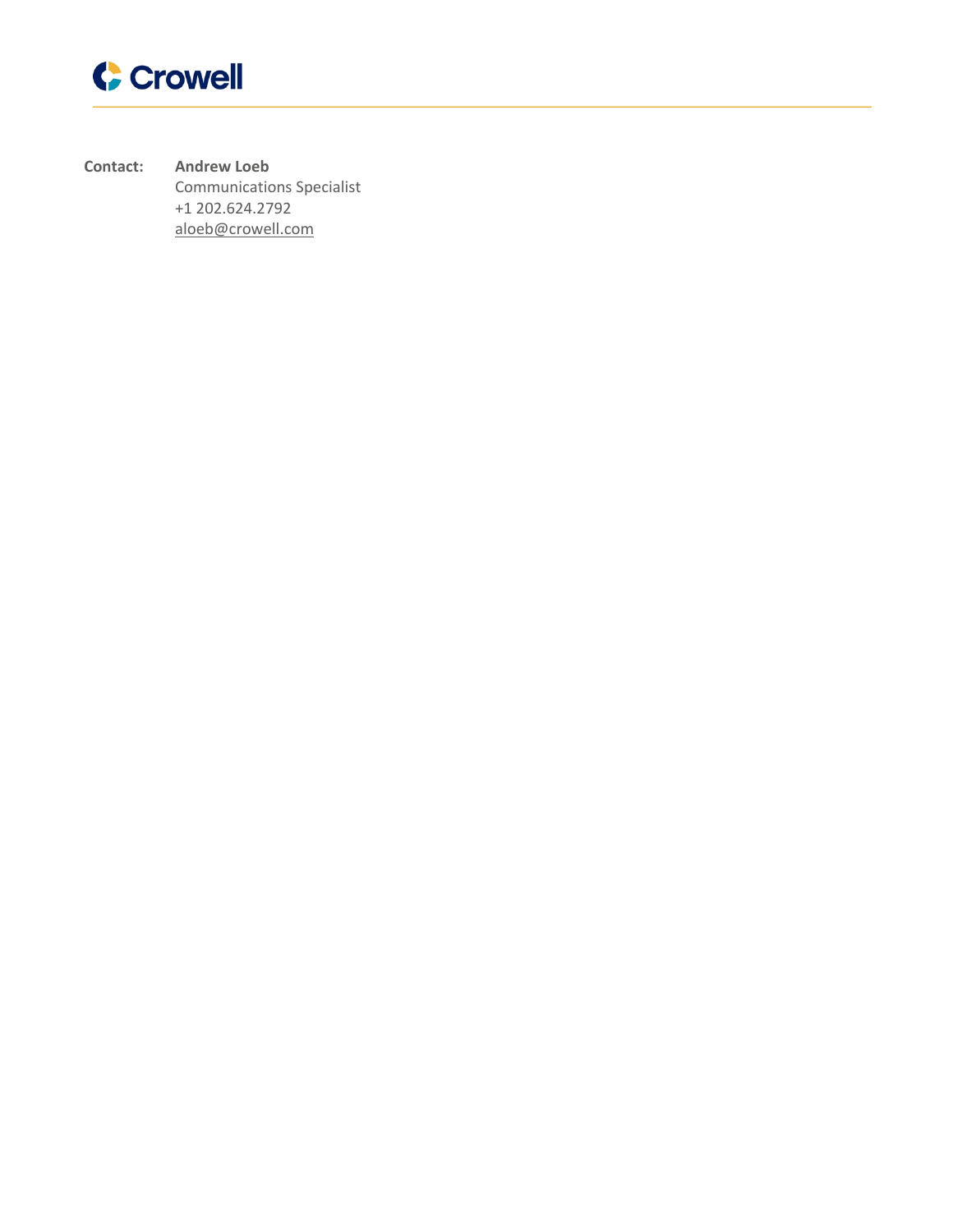**Contact:** **Andrew Loeb**
Communications Specialist
+1 202.624.2792
aloeb@crowell.com